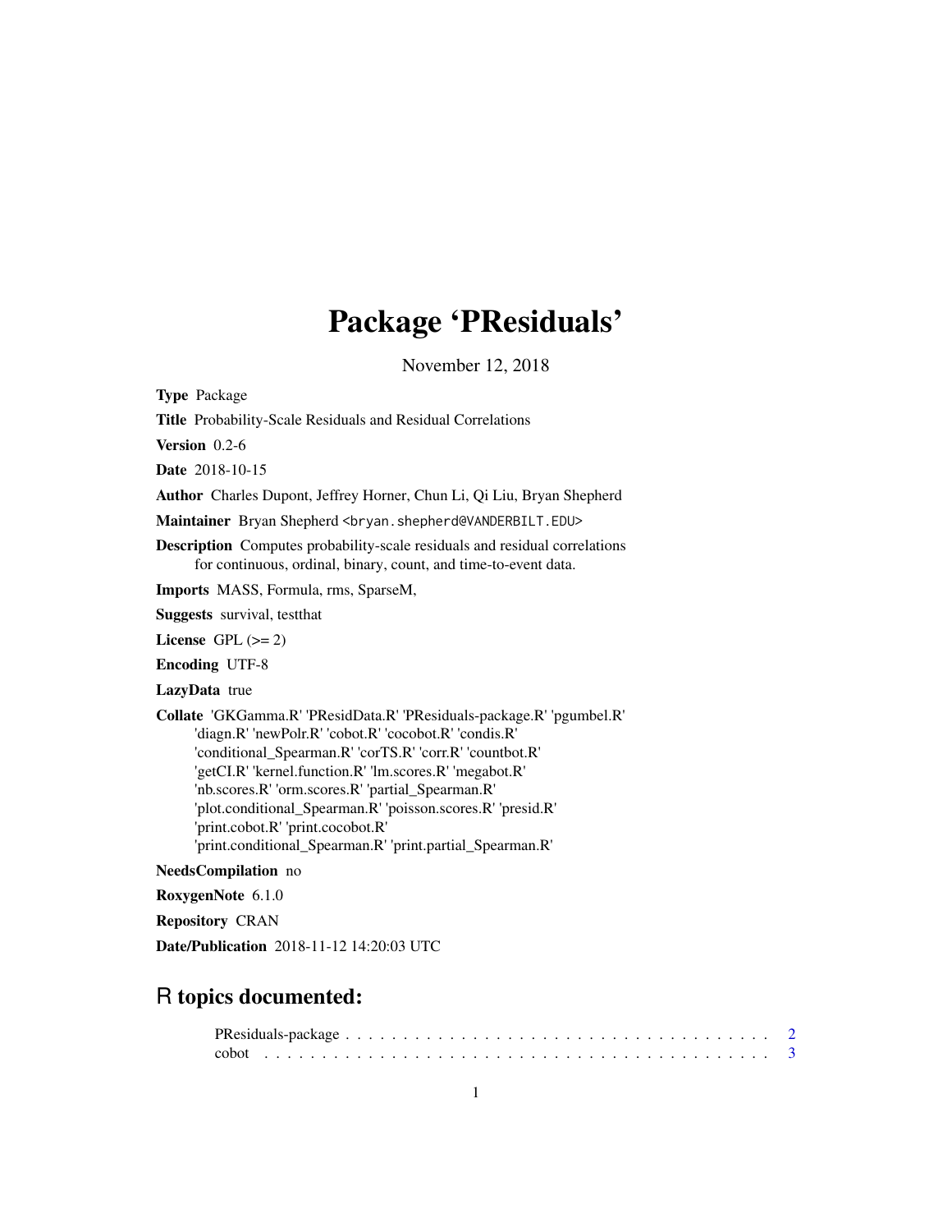# Package 'PResiduals'

November 12, 2018

**Type** Package

**Title** Probability-Scale Residuals and Residual Correlations

**Version** 0.2-6

**Date** 2018-10-15

**Author** Charles Dupont, Jeffrey Horner, Chun Li, Qi Liu, Bryan Shepherd

**Maintainer** Bryan Shepherd <bryan.shepherd@VANDERBILT.EDU>

**Description** Computes probability-scale residuals and residual correlations for continuous, ordinal, binary, count, and time-to-event data.

**Imports** MASS, Formula, rms, SparseM,

**Suggests** survival, testthat

**License** GPL (>= 2)

**Encoding** UTF-8

**LazyData** true

**Collate** 'GKGamma.R' 'PResidData.R' 'PResiduals-package.R' 'pgumbel.R' 'diagn.R' 'newPolr.R' 'cobot.R' 'cocobot.R' 'condis.R' 'conditional_Spearman.R' 'corTS.R' 'corr.R' 'countbot.R' 'getCI.R' 'kernel.function.R' 'lm.scores.R' 'megabot.R' 'nb.scores.R' 'orm.scores.R' 'partial_Spearman.R' 'plot.conditional_Spearman.R' 'poisson.scores.R' 'presid.R' 'print.cobot.R' 'print.cocobot.R' 'print.conditional_Spearman.R' 'print.partial_Spearman.R'

**NeedsCompilation** no

**RoxygenNote** 6.1.0

**Repository** CRAN

**Date/Publication** 2018-11-12 14:20:03 UTC

## R topics documented:

PResiduals-package . . . . . . . . . . . . . . . . . . . . . . . . . . . . . . . . . . . . 2
cobot . . . . . . . . . . . . . . . . . . . . . . . . . . . . . . . . . . . . . . . . . . . . 3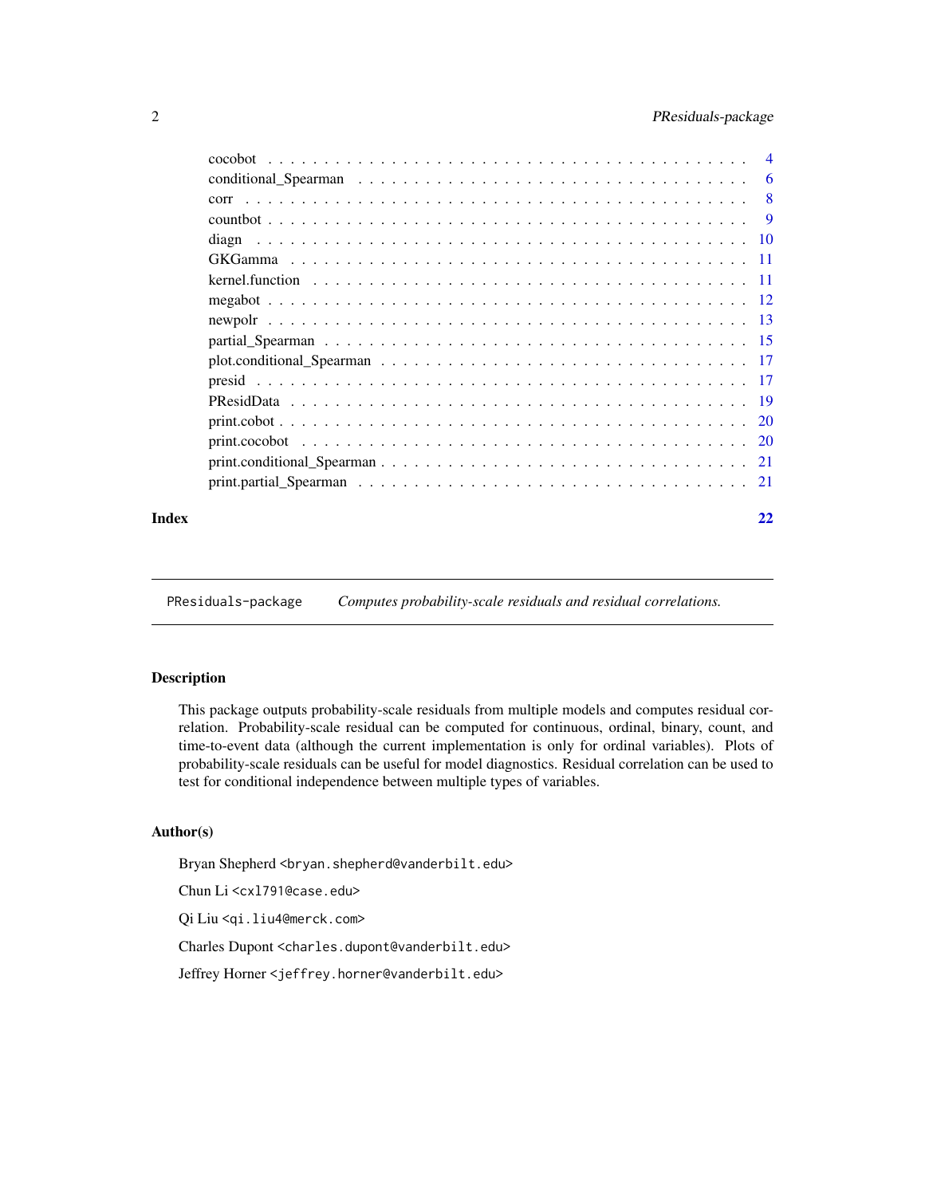| | |
|---|---|
| cocobot | 4 |
| conditional_Spearman | 6 |
| corr | 8 |
| countbot | 9 |
| diagn | 10 |
| GKGamma | 11 |
| kernel.function | 11 |
| megabot | 12 |
| newpolr | 13 |
| partial_Spearman | 15 |
| plot.conditional_Spearman | 17 |
| presid | 17 |
| PResidData | 19 |
| print.cobot | 20 |
| print.cocobot | 20 |
| print.conditional_Spearman | 21 |
| print.partial_Spearman | 21 |

**Index** 22

---

`PResiduals-package` *Computes probability-scale residuals and residual correlations.*

---

## Description

This package outputs probability-scale residuals from multiple models and computes residual correlation. Probability-scale residual can be computed for continuous, ordinal, binary, count, and time-to-event data (although the current implementation is only for ordinal variables). Plots of probability-scale residuals can be useful for model diagnostics. Residual correlation can be used to test for conditional independence between multiple types of variables.

## Author(s)

Bryan Shepherd <bryan.shepherd@vanderbilt.edu>

Chun Li <cxl791@case.edu>

Qi Liu <qi.liu4@merck.com>

Charles Dupont <charles.dupont@vanderbilt.edu>

Jeffrey Horner <jeffrey.horner@vanderbilt.edu>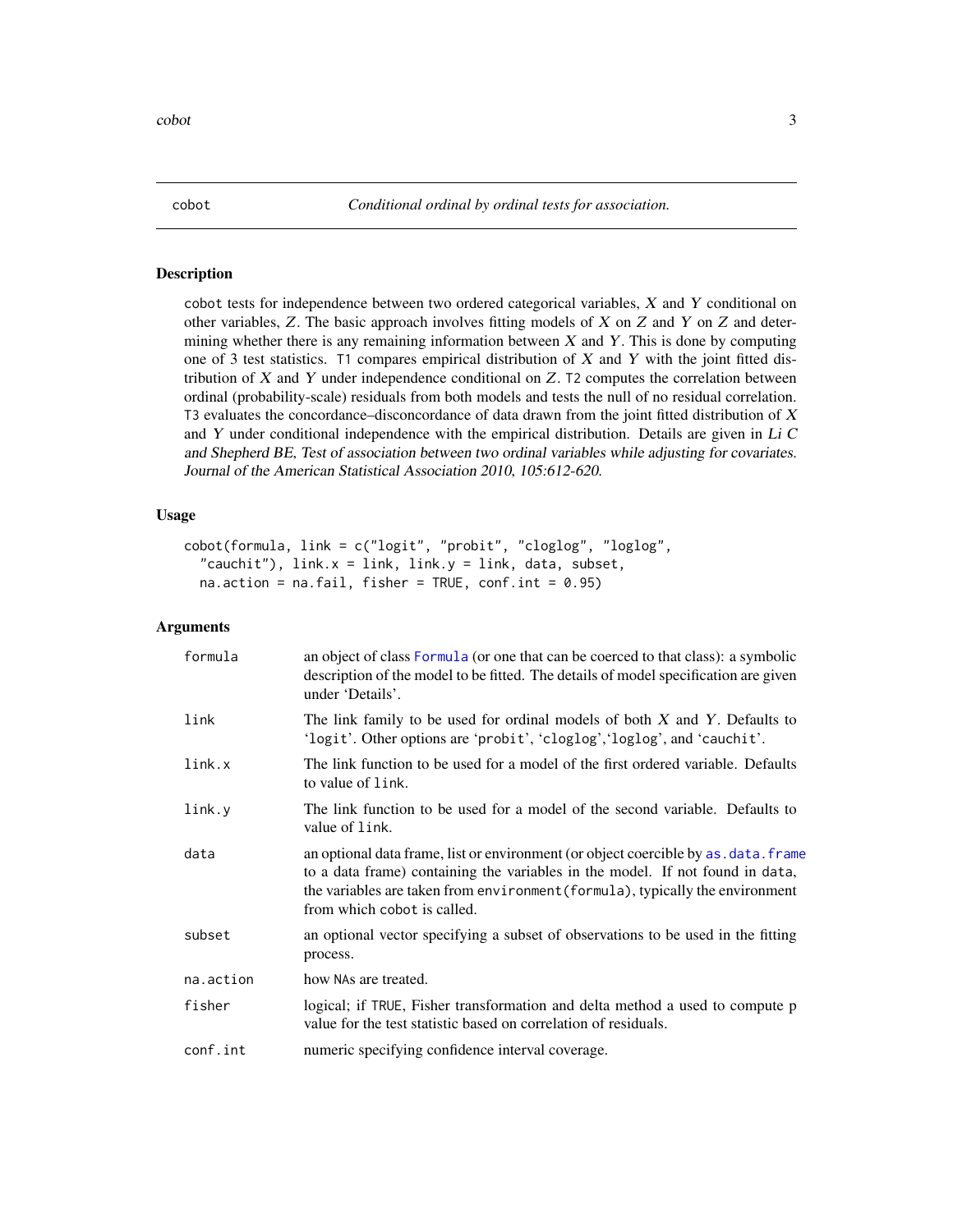cobot &nbsp;&nbsp;&nbsp;&nbsp;&nbsp;&nbsp;&nbsp;&nbsp; *Conditional ordinal by ordinal tests for association.*

## Description

cobot tests for independence between two ordered categorical variables, $X$ and $Y$ conditional on other variables, $Z$. The basic approach involves fitting models of $X$ on $Z$ and $Y$ on $Z$ and determining whether there is any remaining information between $X$ and $Y$. This is done by computing one of 3 test statistics. T1 compares empirical distribution of $X$ and $Y$ with the joint fitted distribution of $X$ and $Y$ under independence conditional on $Z$. T2 computes the correlation between ordinal (probability-scale) residuals from both models and tests the null of no residual correlation. T3 evaluates the concordance–disconcordance of data drawn from the joint fitted distribution of $X$ and $Y$ under conditional independence with the empirical distribution. Details are given in *Li C and Shepherd BE, Test of association between two ordinal variables while adjusting for covariates. Journal of the American Statistical Association 2010, 105:612-620.*

## Usage

```
cobot(formula, link = c("logit", "probit", "cloglog", "loglog",
  "cauchit"), link.x = link, link.y = link, data, subset,
  na.action = na.fail, fisher = TRUE, conf.int = 0.95)
```

## Arguments

| | |
|---|---|
| formula | an object of class Formula (or one that can be coerced to that class): a symbolic description of the model to be fitted. The details of model specification are given under 'Details'. |
| link | The link family to be used for ordinal models of both $X$ and $Y$. Defaults to 'logit'. Other options are 'probit', 'cloglog','loglog', and 'cauchit'. |
| link.x | The link function to be used for a model of the first ordered variable. Defaults to value of link. |
| link.y | The link function to be used for a model of the second variable. Defaults to value of link. |
| data | an optional data frame, list or environment (or object coercible by as.data.frame to a data frame) containing the variables in the model. If not found in data, the variables are taken from environment(formula), typically the environment from which cobot is called. |
| subset | an optional vector specifying a subset of observations to be used in the fitting process. |
| na.action | how NAs are treated. |
| fisher | logical; if TRUE, Fisher transformation and delta method a used to compute p value for the test statistic based on correlation of residuals. |
| conf.int | numeric specifying confidence interval coverage. |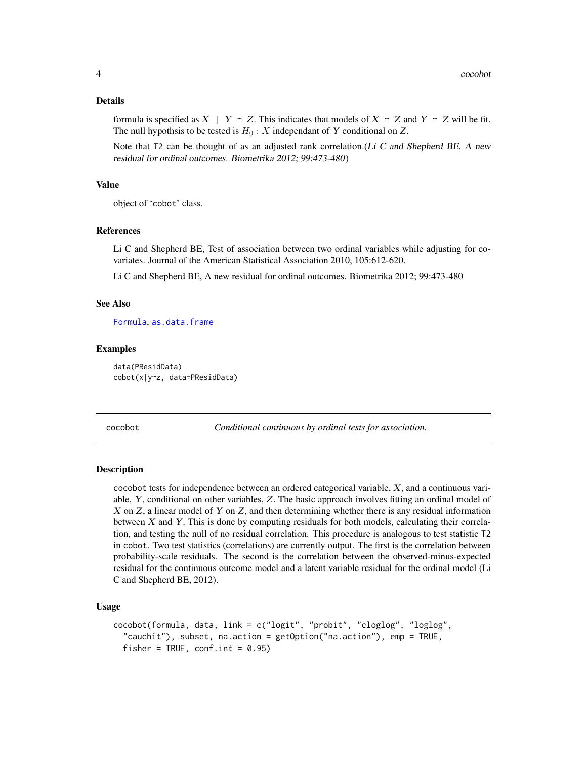### Details

formula is specified as $X \mid Y \sim Z$. This indicates that models of $X \sim Z$ and $Y \sim Z$ will be fit. The null hypothsis to be tested is $H_0 : X$ independant of $Y$ conditional on $Z$.

Note that T2 can be thought of as an adjusted rank correlation.(*Li C and Shepherd BE, A new residual for ordinal outcomes. Biometrika 2012; 99:473-480*)

### Value

object of 'cobot' class.

### References

Li C and Shepherd BE, Test of association between two ordinal variables while adjusting for covariates. Journal of the American Statistical Association 2010, 105:612-620.

Li C and Shepherd BE, A new residual for ordinal outcomes. Biometrika 2012; 99:473-480

### See Also

Formula, as.data.frame

### Examples

```
data(PResidData)
cobot(x|y~z, data=PResidData)
```

---

## cocobot — *Conditional continuous by ordinal tests for association.*

### Description

cocobot tests for independence between an ordered categorical variable, $X$, and a continuous variable, $Y$, conditional on other variables, $Z$. The basic approach involves fitting an ordinal model of $X$ on $Z$, a linear model of $Y$ on $Z$, and then determining whether there is any residual information between $X$ and $Y$. This is done by computing residuals for both models, calculating their correlation, and testing the null of no residual correlation. This procedure is analogous to test statistic T2 in cobot. Two test statistics (correlations) are currently output. The first is the correlation between probability-scale residuals. The second is the correlation between the observed-minus-expected residual for the continuous outcome model and a latent variable residual for the ordinal model (Li C and Shepherd BE, 2012).

### Usage

```
cocobot(formula, data, link = c("logit", "probit", "cloglog", "loglog",
  "cauchit"), subset, na.action = getOption("na.action"), emp = TRUE,
  fisher = TRUE, conf.int = 0.95)
```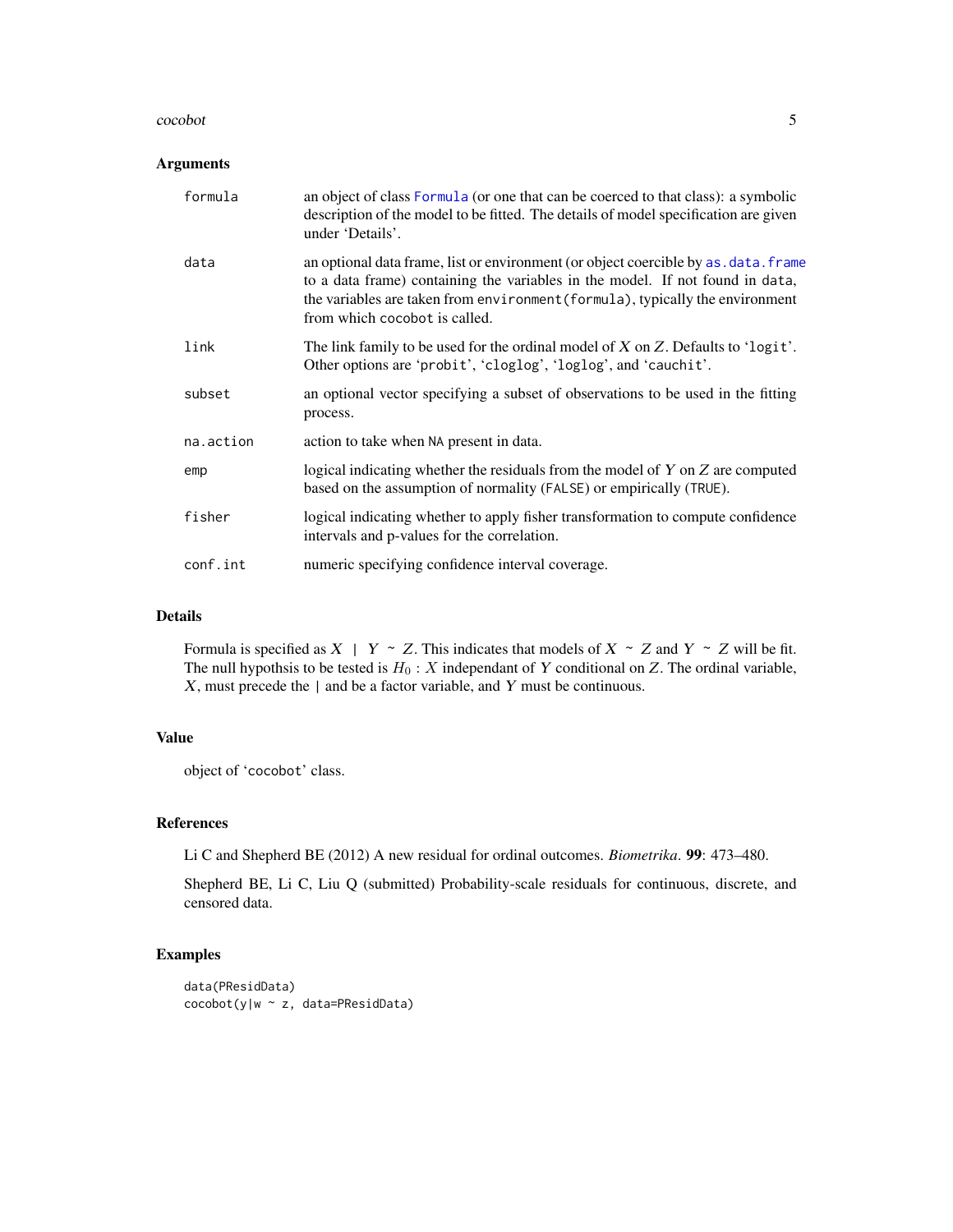## Arguments

| | |
|---|---|
| `formula` | an object of class `Formula` (or one that can be coerced to that class): a symbolic description of the model to be fitted. The details of model specification are given under 'Details'. |
| `data` | an optional data frame, list or environment (or object coercible by `as.data.frame` to a data frame) containing the variables in the model. If not found in `data`, the variables are taken from `environment(formula)`, typically the environment from which `cocobot` is called. |
| `link` | The link family to be used for the ordinal model of $X$ on $Z$. Defaults to '`logit`'. Other options are '`probit`', '`cloglog`', '`loglog`', and '`cauchit`'. |
| `subset` | an optional vector specifying a subset of observations to be used in the fitting process. |
| `na.action` | action to take when `NA` present in data. |
| `emp` | logical indicating whether the residuals from the model of $Y$ on $Z$ are computed based on the assumption of normality (`FALSE`) or empirically (`TRUE`). |
| `fisher` | logical indicating whether to apply fisher transformation to compute confidence intervals and p-values for the correlation. |
| `conf.int` | numeric specifying confidence interval coverage. |

## Details

Formula is specified as $X \mid Y \sim Z$. This indicates that models of $X \sim Z$ and $Y \sim Z$ will be fit. The null hypothsis to be tested is $H_0 : X$ independant of $Y$ conditional on $Z$. The ordinal variable, $X$, must precede the `|` and be a factor variable, and $Y$ must be continuous.

## Value

object of '`cocobot`' class.

## References

Li C and Shepherd BE (2012) A new residual for ordinal outcomes. *Biometrika*. **99**: 473–480.

Shepherd BE, Li C, Liu Q (submitted) Probability-scale residuals for continuous, discrete, and censored data.

## Examples

```
data(PResidData)
cocobot(y|w ~ z, data=PResidData)
```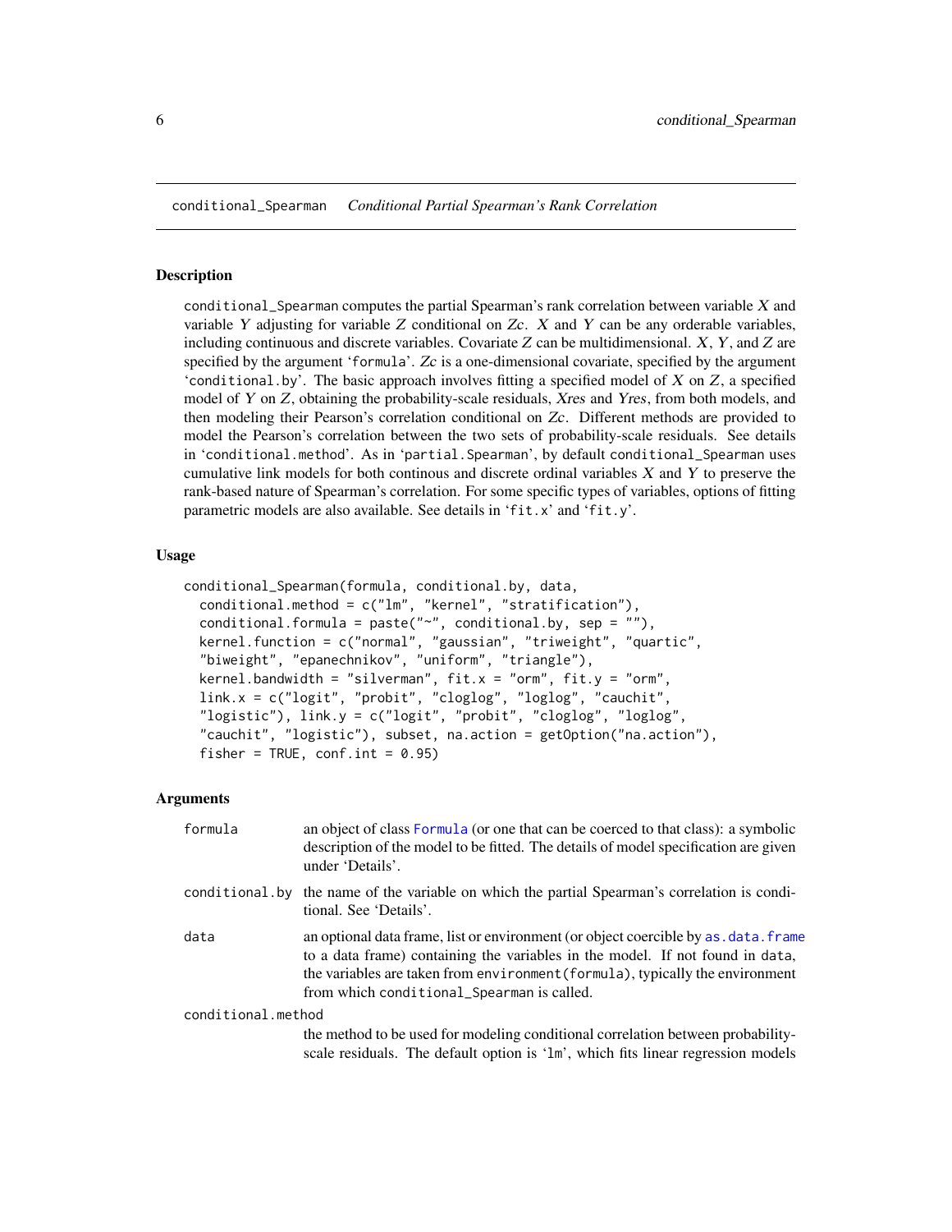conditional_Spearman *Conditional Partial Spearman's Rank Correlation*

## Description

conditional_Spearman computes the partial Spearman's rank correlation between variable $X$ and variable $Y$ adjusting for variable $Z$ conditional on $Zc$. $X$ and $Y$ can be any orderable variables, including continuous and discrete variables. Covariate $Z$ can be multidimensional. $X$, $Y$, and $Z$ are specified by the argument 'formula'. $Zc$ is a one-dimensional covariate, specified by the argument 'conditional.by'. The basic approach involves fitting a specified model of $X$ on $Z$, a specified model of $Y$ on $Z$, obtaining the probability-scale residuals, $Xres$ and $Yres$, from both models, and then modeling their Pearson's correlation conditional on $Zc$. Different methods are provided to model the Pearson's correlation between the two sets of probability-scale residuals. See details in 'conditional.method'. As in 'partial.Spearman', by default conditional_Spearman uses cumulative link models for both continous and discrete ordinal variables $X$ and $Y$ to preserve the rank-based nature of Spearman's correlation. For some specific types of variables, options of fitting parametric models are also available. See details in 'fit.x' and 'fit.y'.

## Usage

```
conditional_Spearman(formula, conditional.by, data,
  conditional.method = c("lm", "kernel", "stratification"),
  conditional.formula = paste("~", conditional.by, sep = ""),
  kernel.function = c("normal", "gaussian", "triweight", "quartic",
  "biweight", "epanechnikov", "uniform", "triangle"),
  kernel.bandwidth = "silverman", fit.x = "orm", fit.y = "orm",
  link.x = c("logit", "probit", "cloglog", "loglog", "cauchit",
  "logistic"), link.y = c("logit", "probit", "cloglog", "loglog",
  "cauchit", "logistic"), subset, na.action = getOption("na.action"),
  fisher = TRUE, conf.int = 0.95)
```

## Arguments

formula
: an object of class Formula (or one that can be coerced to that class): a symbolic description of the model to be fitted. The details of model specification are given under 'Details'.

conditional.by
: the name of the variable on which the partial Spearman's correlation is conditional. See 'Details'.

data
: an optional data frame, list or environment (or object coercible by as.data.frame to a data frame) containing the variables in the model. If not found in data, the variables are taken from environment(formula), typically the environment from which conditional_Spearman is called.

conditional.method
: the method to be used for modeling conditional correlation between probability-scale residuals. The default option is 'lm', which fits linear regression models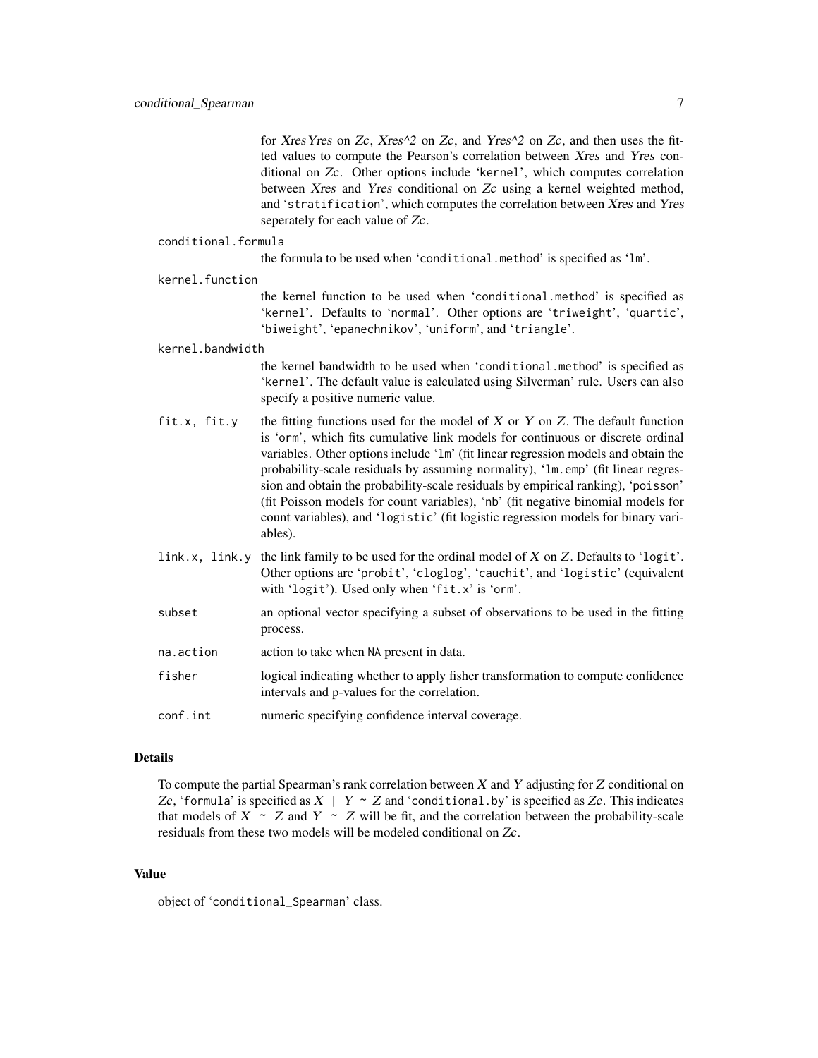for *XresYres* on *Zc*, *Xres^2* on *Zc*, and *Yres^2* on *Zc*, and then uses the fitted values to compute the Pearson's correlation between *Xres* and *Yres* conditional on *Zc*. Other options include 'kernel', which computes correlation between *Xres* and *Yres* conditional on *Zc* using a kernel weighted method, and 'stratification', which computes the correlation between *Xres* and *Yres* seperately for each value of *Zc*.

`conditional.formula`
: the formula to be used when 'conditional.method' is specified as 'lm'.

`kernel.function`
: the kernel function to be used when 'conditional.method' is specified as 'kernel'. Defaults to 'normal'. Other options are 'triweight', 'quartic', 'biweight', 'epanechnikov', 'uniform', and 'triangle'.

`kernel.bandwidth`
: the kernel bandwidth to be used when 'conditional.method' is specified as 'kernel'. The default value is calculated using Silverman' rule. Users can also specify a positive numeric value.

`fit.x, fit.y`
: the fitting functions used for the model of $X$ or $Y$ on $Z$. The default function is 'orm', which fits cumulative link models for continuous or discrete ordinal variables. Other options include 'lm' (fit linear regression models and obtain the probability-scale residuals by assuming normality), 'lm.emp' (fit linear regression and obtain the probability-scale residuals by empirical ranking), 'poisson' (fit Poisson models for count variables), 'nb' (fit negative binomial models for count variables), and 'logistic' (fit logistic regression models for binary variables).

`link.x, link.y`
: the link family to be used for the ordinal model of $X$ on $Z$. Defaults to 'logit'. Other options are 'probit', 'cloglog', 'cauchit', and 'logistic' (equivalent with 'logit'). Used only when 'fit.x' is 'orm'.

`subset`
: an optional vector specifying a subset of observations to be used in the fitting process.

`na.action`
: action to take when NA present in data.

`fisher`
: logical indicating whether to apply fisher transformation to compute confidence intervals and p-values for the correlation.

`conf.int`
: numeric specifying confidence interval coverage.

## Details

To compute the partial Spearman's rank correlation between $X$ and $Y$ adjusting for $Z$ conditional on $Zc$, 'formula' is specified as `X | Y ~ Z` and 'conditional.by' is specified as $Zc$. This indicates that models of `X ~ Z` and `Y ~ Z` will be fit, and the correlation between the probability-scale residuals from these two models will be modeled conditional on $Zc$.

## Value

object of 'conditional_Spearman' class.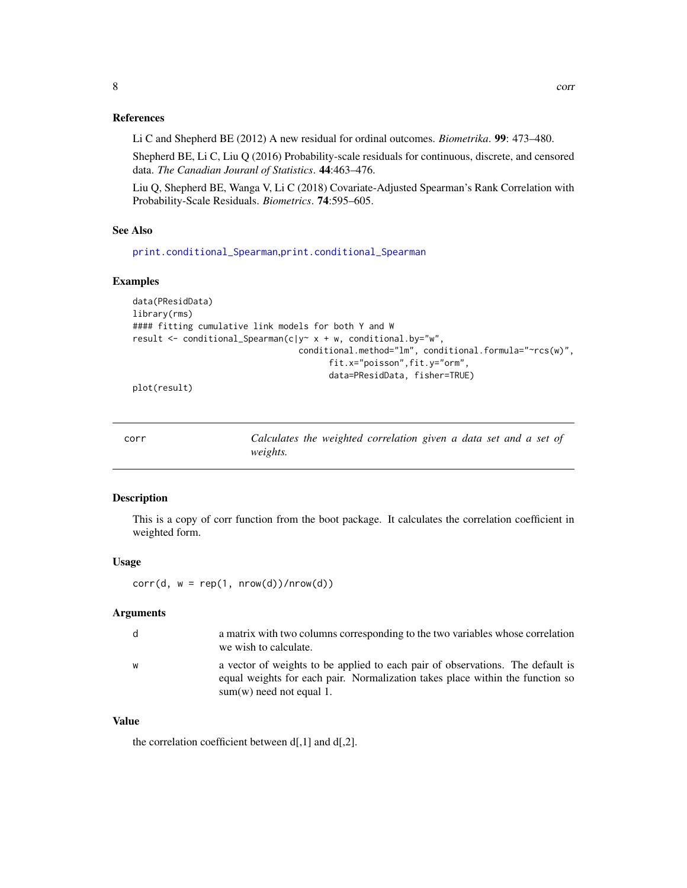### References

Li C and Shepherd BE (2012) A new residual for ordinal outcomes. *Biometrika*. **99**: 473–480.

Shepherd BE, Li C, Liu Q (2016) Probability-scale residuals for continuous, discrete, and censored data. *The Canadian Jouranl of Statistics*. **44**:463–476.

Liu Q, Shepherd BE, Wanga V, Li C (2018) Covariate-Adjusted Spearman's Rank Correlation with Probability-Scale Residuals. *Biometrics*. **74**:595–605.

### See Also

print.conditional_Spearman,print.conditional_Spearman

### Examples

```
data(PResidData)
library(rms)
#### fitting cumulative link models for both Y and W
result <- conditional_Spearman(c|y~ x + w, conditional.by="w",
                               conditional.method="lm", conditional.formula="~rcs(w)",
                                      fit.x="poisson",fit.y="orm",
                                      data=PResidData, fisher=TRUE)
plot(result)
```

---

## corr — *Calculates the weighted correlation given a data set and a set of weights.*

### Description

This is a copy of corr function from the boot package. It calculates the correlation coefficient in weighted form.

### Usage

```
corr(d, w = rep(1, nrow(d))/nrow(d))
```

### Arguments

| | |
|---|---|
| d | a matrix with two columns corresponding to the two variables whose correlation we wish to calculate. |
| w | a vector of weights to be applied to each pair of observations. The default is equal weights for each pair. Normalization takes place within the function so sum(w) need not equal 1. |

### Value

the correlation coefficient between d[,1] and d[,2].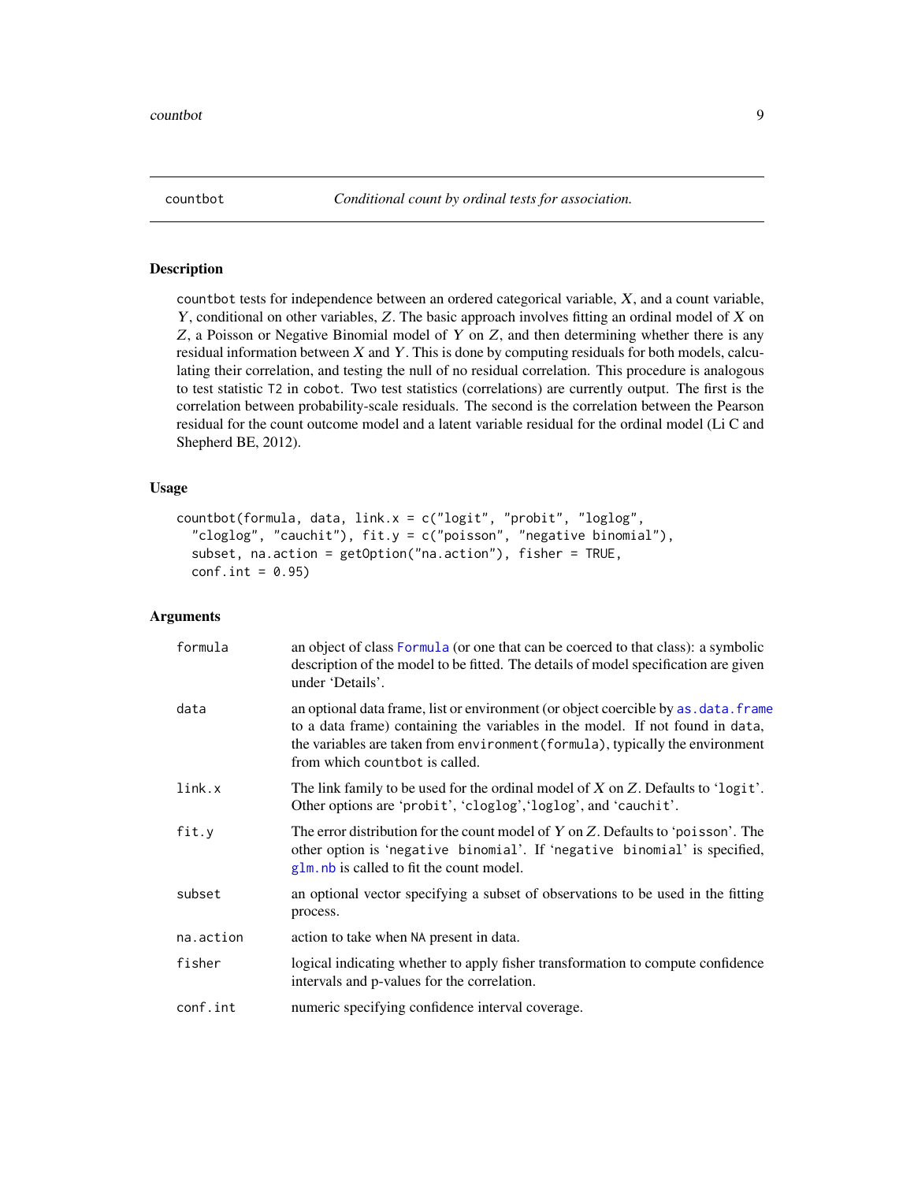countbot — *Conditional count by ordinal tests for association.*

## Description

countbot tests for independence between an ordered categorical variable, $X$, and a count variable, $Y$, conditional on other variables, $Z$. The basic approach involves fitting an ordinal model of $X$ on $Z$, a Poisson or Negative Binomial model of $Y$ on $Z$, and then determining whether there is any residual information between $X$ and $Y$. This is done by computing residuals for both models, calculating their correlation, and testing the null of no residual correlation. This procedure is analogous to test statistic T2 in cobot. Two test statistics (correlations) are currently output. The first is the correlation between probability-scale residuals. The second is the correlation between the Pearson residual for the count outcome model and a latent variable residual for the ordinal model (Li C and Shepherd BE, 2012).

## Usage

```
countbot(formula, data, link.x = c("logit", "probit", "loglog",
  "cloglog", "cauchit"), fit.y = c("poisson", "negative binomial"),
  subset, na.action = getOption("na.action"), fisher = TRUE,
  conf.int = 0.95)
```

## Arguments

| | |
|---|---|
| formula | an object of class Formula (or one that can be coerced to that class): a symbolic description of the model to be fitted. The details of model specification are given under 'Details'. |
| data | an optional data frame, list or environment (or object coercible by as.data.frame to a data frame) containing the variables in the model. If not found in data, the variables are taken from environment(formula), typically the environment from which countbot is called. |
| link.x | The link family to be used for the ordinal model of $X$ on $Z$. Defaults to 'logit'. Other options are 'probit', 'cloglog','loglog', and 'cauchit'. |
| fit.y | The error distribution for the count model of $Y$ on $Z$. Defaults to 'poisson'. The other option is 'negative binomial'. If 'negative binomial' is specified, glm.nb is called to fit the count model. |
| subset | an optional vector specifying a subset of observations to be used in the fitting process. |
| na.action | action to take when NA present in data. |
| fisher | logical indicating whether to apply fisher transformation to compute confidence intervals and p-values for the correlation. |
| conf.int | numeric specifying confidence interval coverage. |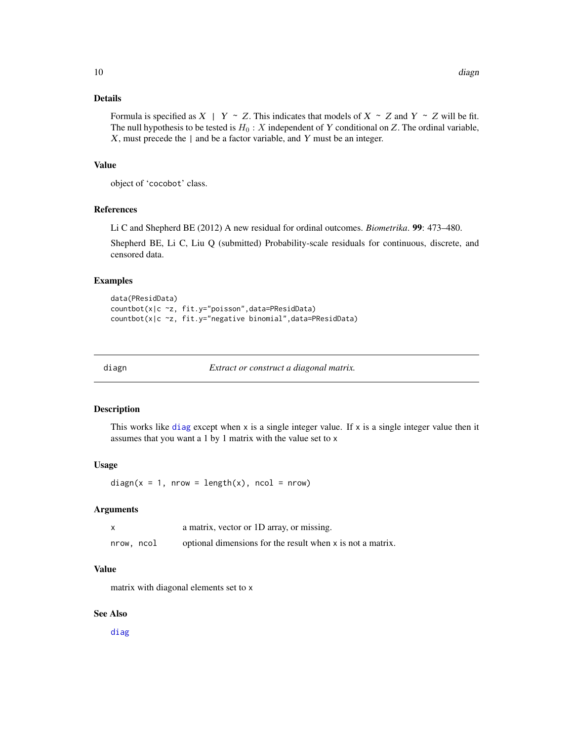### Details

Formula is specified as $X \mid Y \sim Z$. This indicates that models of $X \sim Z$ and $Y \sim Z$ will be fit. The null hypothesis to be tested is $H_0 : X$ independent of $Y$ conditional on $Z$. The ordinal variable, $X$, must precede the | and be a factor variable, and $Y$ must be an integer.

### Value

object of 'cocobot' class.

### References

Li C and Shepherd BE (2012) A new residual for ordinal outcomes. *Biometrika*. **99**: 473–480.

Shepherd BE, Li C, Liu Q (submitted) Probability-scale residuals for continuous, discrete, and censored data.

### Examples

```
data(PResidData)
countbot(x|c ~z, fit.y="poisson",data=PResidData)
countbot(x|c ~z, fit.y="negative binomial",data=PResidData)
```

---

## diagn — *Extract or construct a diagonal matrix.*

### Description

This works like `diag` except when `x` is a single integer value. If `x` is a single integer value then it assumes that you want a 1 by 1 matrix with the value set to `x`

### Usage

```
diagn(x = 1, nrow = length(x), ncol = nrow)
```

### Arguments

| | |
|---|---|
| `x` | a matrix, vector or 1D array, or missing. |
| `nrow, ncol` | optional dimensions for the result when `x` is not a matrix. |

### Value

matrix with diagonal elements set to `x`

### See Also

`diag`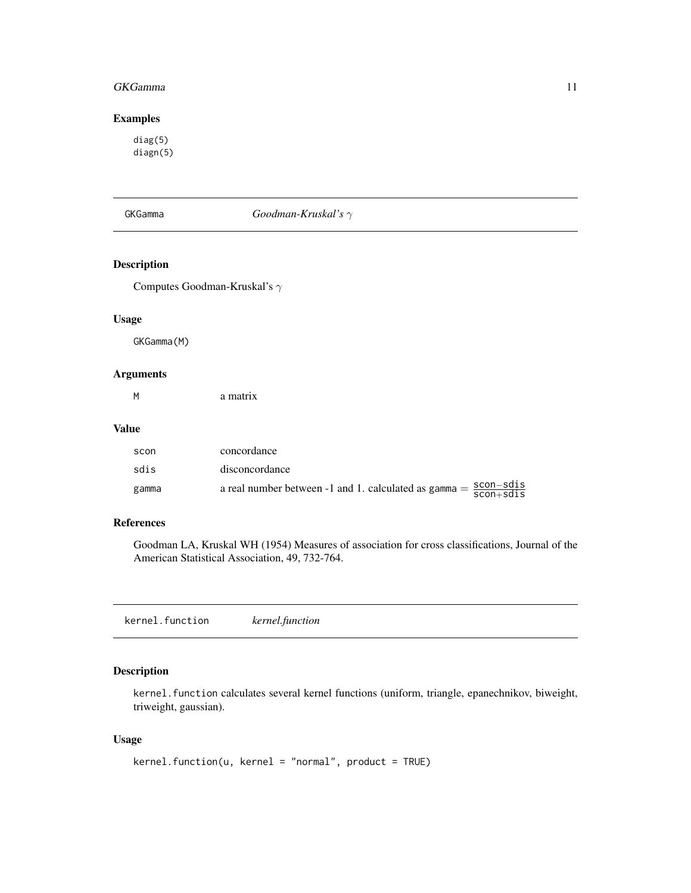## Examples

```
diag(5)
diagn(5)
```

---

## GKGamma — *Goodman-Kruskal's $\gamma$*

### Description

Computes Goodman-Kruskal's $\gamma$

### Usage

```
GKGamma(M)
```

### Arguments

| | |
|---|---|
| M | a matrix |

### Value

| | |
|---|---|
| scon | concordance |
| sdis | disconcordance |
| gamma | a real number between -1 and 1. calculated as gamma $= \frac{\text{scon}-\text{sdis}}{\text{scon}+\text{sdis}}$ |

### References

Goodman LA, Kruskal WH (1954) Measures of association for cross classifications, Journal of the American Statistical Association, 49, 732-764.

---

## kernel.function — *kernel.function*

### Description

kernel.function calculates several kernel functions (uniform, triangle, epanechnikov, biweight, triweight, gaussian).

### Usage

```
kernel.function(u, kernel = "normal", product = TRUE)
```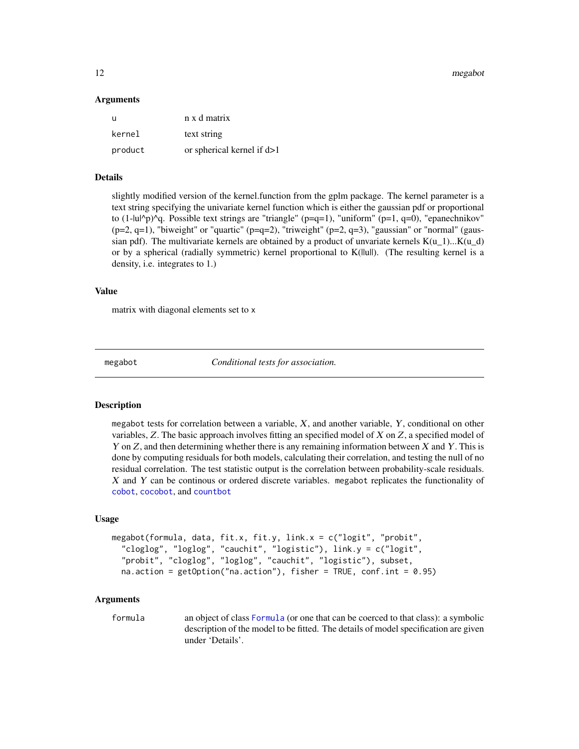### Arguments

| | |
|---|---|
| `u` | n x d matrix |
| `kernel` | text string |
| `product` | or spherical kernel if d>1 |

### Details

slightly modified version of the kernel.function from the gplm package. The kernel parameter is a text string specifying the univariate kernel function which is either the gaussian pdf or proportional to (1-|u|^p)^q. Possible text strings are "triangle" (p=q=1), "uniform" (p=1, q=0), "epanechnikov" (p=2, q=1), "biweight" or "quartic" (p=q=2), "triweight" (p=2, q=3), "gaussian" or "normal" (gaussian pdf). The multivariate kernels are obtained by a product of unvariate kernels K(u_1)...K(u_d) or by a spherical (radially symmetric) kernel proportional to K(||u||). (The resulting kernel is a density, i.e. integrates to 1.)

### Value

matrix with diagonal elements set to `x`

---

## megabot — *Conditional tests for association.*

### Description

`megabot` tests for correlation between a variable, $X$, and another variable, $Y$, conditional on other variables, $Z$. The basic approach involves fitting an specified model of $X$ on $Z$, a specified model of $Y$ on $Z$, and then determining whether there is any remaining information between $X$ and $Y$. This is done by computing residuals for both models, calculating their correlation, and testing the null of no residual correlation. The test statistic output is the correlation between probability-scale residuals. $X$ and $Y$ can be continous or ordered discrete variables. `megabot` replicates the functionality of `cobot`, `cocobot`, and `countbot`

### Usage

```
megabot(formula, data, fit.x, fit.y, link.x = c("logit", "probit",
  "cloglog", "loglog", "cauchit", "logistic"), link.y = c("logit",
  "probit", "cloglog", "loglog", "cauchit", "logistic"), subset,
  na.action = getOption("na.action"), fisher = TRUE, conf.int = 0.95)
```

### Arguments

| | |
|---|---|
| `formula` | an object of class `Formula` (or one that can be coerced to that class): a symbolic description of the model to be fitted. The details of model specification are given under 'Details'. |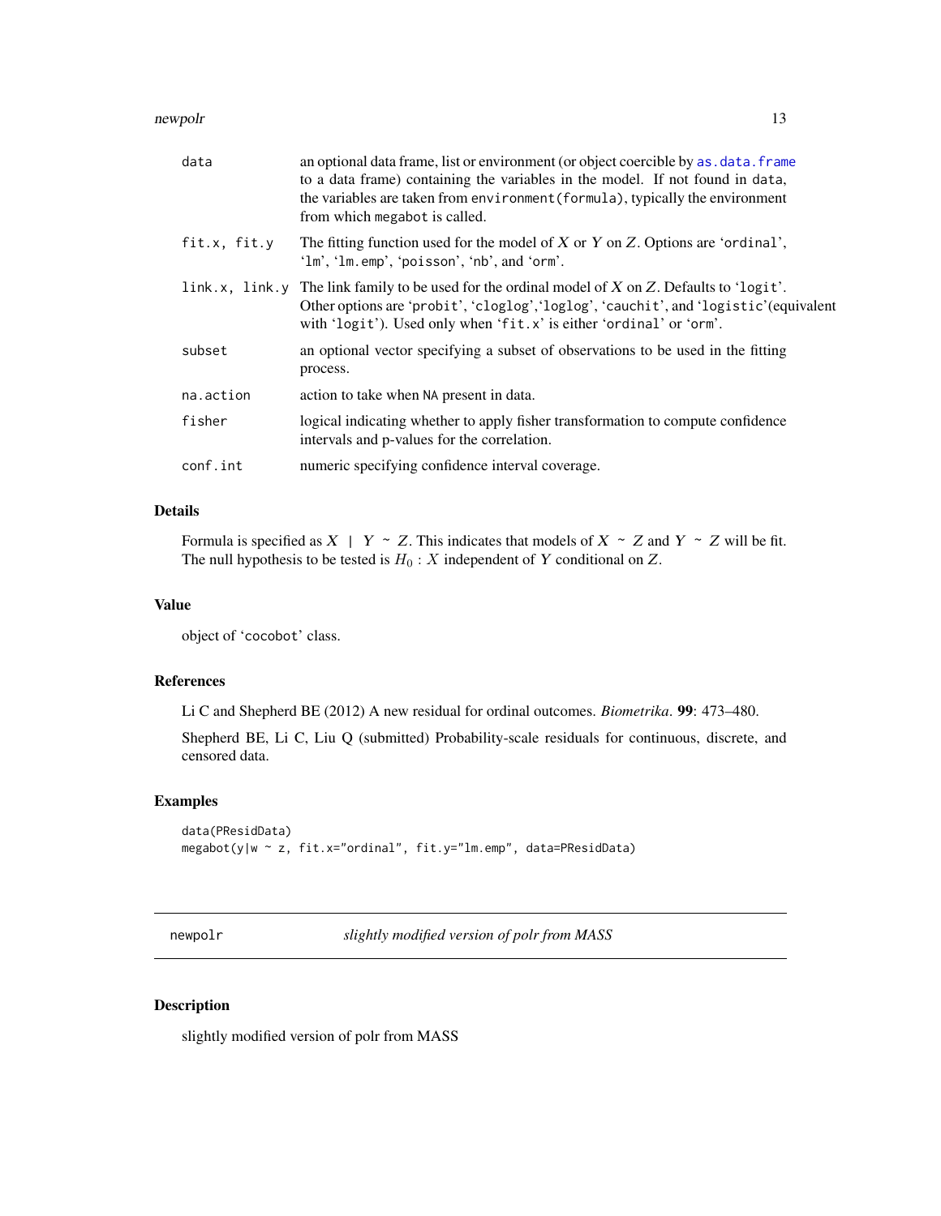| | |
|---|---|
| data | an optional data frame, list or environment (or object coercible by as.data.frame to a data frame) containing the variables in the model. If not found in data, the variables are taken from environment(formula), typically the environment from which megabot is called. |
| fit.x, fit.y | The fitting function used for the model of $X$ or $Y$ on $Z$. Options are 'ordinal', 'lm', 'lm.emp', 'poisson', 'nb', and 'orm'. |
| link.x, link.y | The link family to be used for the ordinal model of $X$ on $Z$. Defaults to 'logit'. Other options are 'probit', 'cloglog','loglog', 'cauchit', and 'logistic'(equivalent with 'logit'). Used only when 'fit.x' is either 'ordinal' or 'orm'. |
| subset | an optional vector specifying a subset of observations to be used in the fitting process. |
| na.action | action to take when NA present in data. |
| fisher | logical indicating whether to apply fisher transformation to compute confidence intervals and p-values for the correlation. |
| conf.int | numeric specifying confidence interval coverage. |

## Details

Formula is specified as $X \mid Y \sim Z$. This indicates that models of $X \sim Z$ and $Y \sim Z$ will be fit. The null hypothesis to be tested is $H_0 : X$ independent of $Y$ conditional on $Z$.

## Value

object of 'cocobot' class.

## References

Li C and Shepherd BE (2012) A new residual for ordinal outcomes. *Biometrika*. **99**: 473–480.

Shepherd BE, Li C, Liu Q (submitted) Probability-scale residuals for continuous, discrete, and censored data.

## Examples

```
data(PResidData)
megabot(y|w ~ z, fit.x="ordinal", fit.y="lm.emp", data=PResidData)
```

---

# newpolr — *slightly modified version of polr from MASS*

## Description

slightly modified version of polr from MASS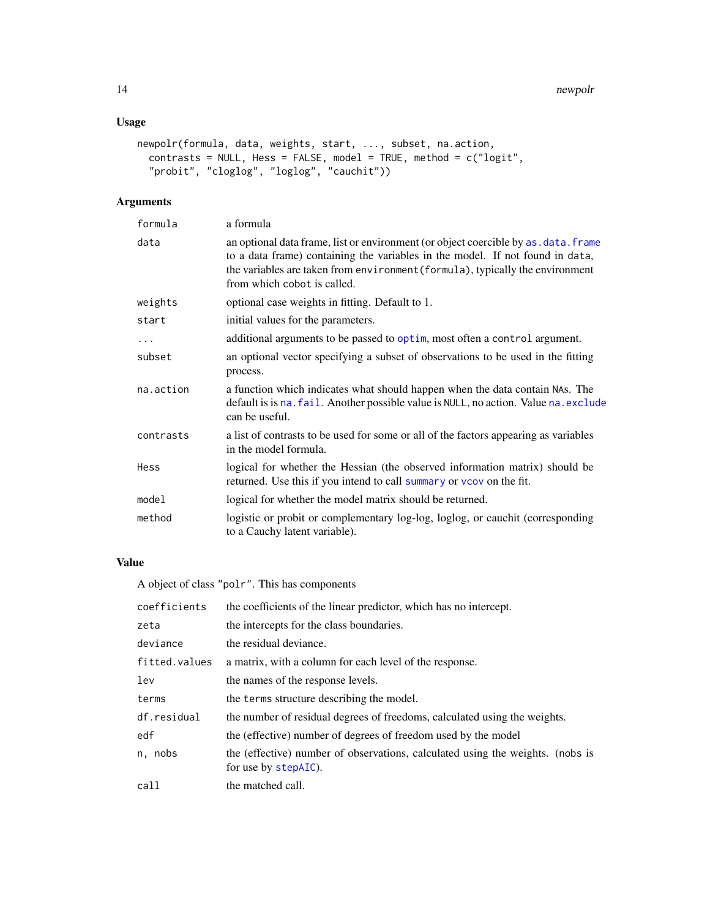## Usage

```
newpolr(formula, data, weights, start, ..., subset, na.action,
  contrasts = NULL, Hess = FALSE, model = TRUE, method = c("logit",
  "probit", "cloglog", "loglog", "cauchit"))
```

## Arguments

| | |
|---|---|
| `formula` | a formula |
| `data` | an optional data frame, list or environment (or object coercible by `as.data.frame` to a data frame) containing the variables in the model. If not found in `data`, the variables are taken from `environment(formula)`, typically the environment from which `cobot` is called. |
| `weights` | optional case weights in fitting. Default to 1. |
| `start` | initial values for the parameters. |
| `...` | additional arguments to be passed to `optim`, most often a `control` argument. |
| `subset` | an optional vector specifying a subset of observations to be used in the fitting process. |
| `na.action` | a function which indicates what should happen when the data contain `NA`s. The default is is `na.fail`. Another possible value is `NULL`, no action. Value `na.exclude` can be useful. |
| `contrasts` | a list of contrasts to be used for some or all of the factors appearing as variables in the model formula. |
| `Hess` | logical for whether the Hessian (the observed information matrix) should be returned. Use this if you intend to call `summary` or `vcov` on the fit. |
| `model` | logical for whether the model matrix should be returned. |
| `method` | logistic or probit or complementary log-log, loglog, or cauchit (corresponding to a Cauchy latent variable). |

## Value

A object of class `"polr"`. This has components

| | |
|---|---|
| `coefficients` | the coefficients of the linear predictor, which has no intercept. |
| `zeta` | the intercepts for the class boundaries. |
| `deviance` | the residual deviance. |
| `fitted.values` | a matrix, with a column for each level of the response. |
| `lev` | the names of the response levels. |
| `terms` | the `terms` structure describing the model. |
| `df.residual` | the number of residual degrees of freedoms, calculated using the weights. |
| `edf` | the (effective) number of degrees of freedom used by the model |
| `n, nobs` | the (effective) number of observations, calculated using the weights. (`nobs` is for use by `stepAIC`). |
| `call` | the matched call. |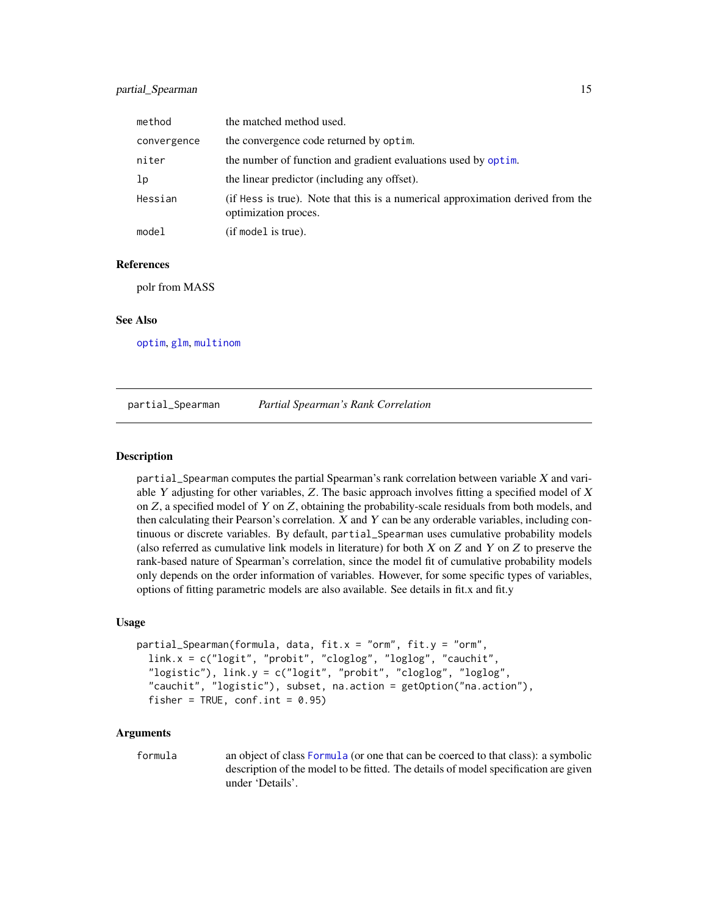| | |
|---|---|
| `method` | the matched method used. |
| `convergence` | the convergence code returned by `optim`. |
| `niter` | the number of function and gradient evaluations used by `optim`. |
| `lp` | the linear predictor (including any offset). |
| `Hessian` | (if `Hess` is true). Note that this is a numerical approximation derived from the optimization proces. |
| `model` | (if `model` is true). |

### References

polr from MASS

### See Also

`optim`, `glm`, `multinom`

---

## partial_Spearman — *Partial Spearman's Rank Correlation*

### Description

`partial_Spearman` computes the partial Spearman's rank correlation between variable $X$ and variable $Y$ adjusting for other variables, $Z$. The basic approach involves fitting a specified model of $X$ on $Z$, a specified model of $Y$ on $Z$, obtaining the probability-scale residuals from both models, and then calculating their Pearson's correlation. $X$ and $Y$ can be any orderable variables, including continuous or discrete variables. By default, `partial_Spearman` uses cumulative probability models (also referred as cumulative link models in literature) for both $X$ on $Z$ and $Y$ on $Z$ to preserve the rank-based nature of Spearman's correlation, since the model fit of cumulative probability models only depends on the order information of variables. However, for some specific types of variables, options of fitting parametric models are also available. See details in fit.x and fit.y

### Usage

```
partial_Spearman(formula, data, fit.x = "orm", fit.y = "orm",
  link.x = c("logit", "probit", "cloglog", "loglog", "cauchit",
  "logistic"), link.y = c("logit", "probit", "cloglog", "loglog",
  "cauchit", "logistic"), subset, na.action = getOption("na.action"),
  fisher = TRUE, conf.int = 0.95)
```

### Arguments

| | |
|---|---|
| `formula` | an object of class `Formula` (or one that can be coerced to that class): a symbolic description of the model to be fitted. The details of model specification are given under 'Details'. |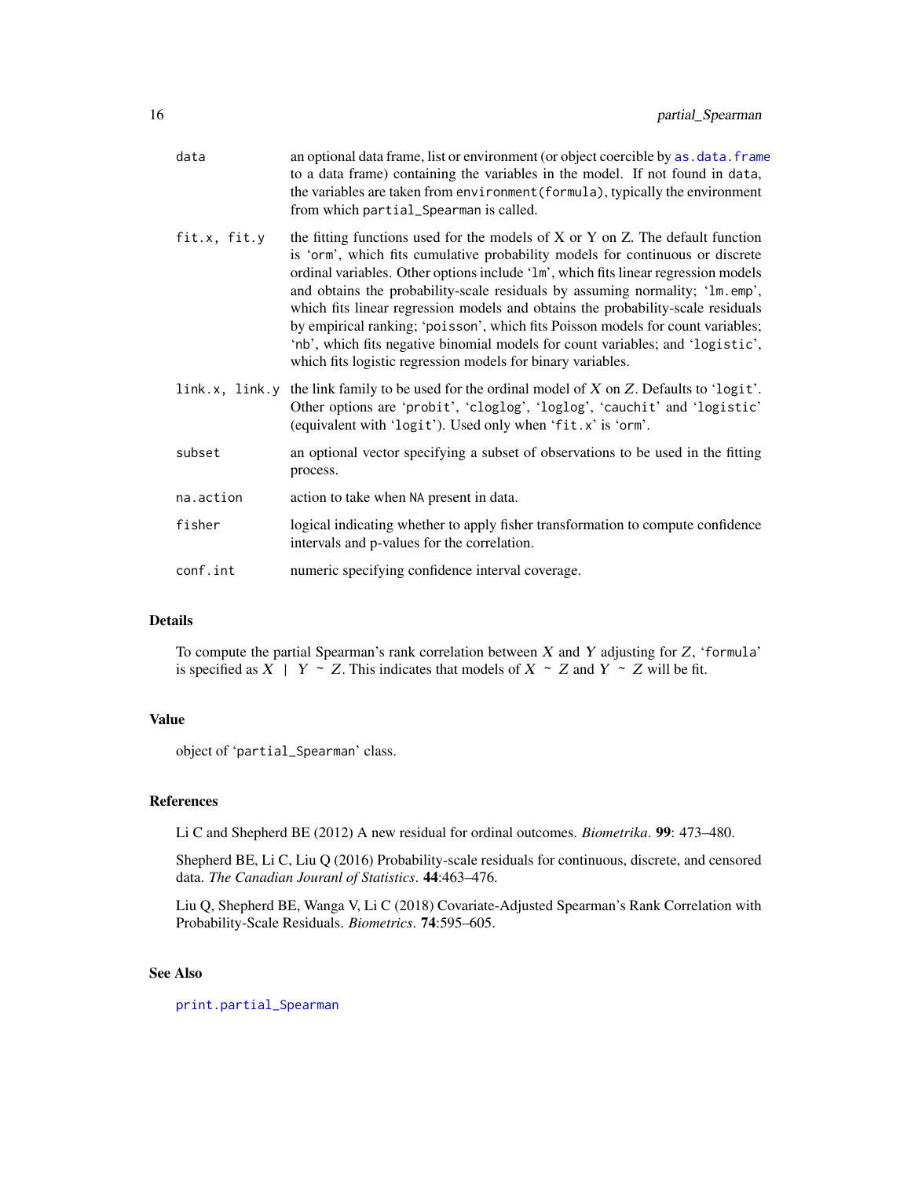| | |
|---|---|
| data | an optional data frame, list or environment (or object coercible by `as.data.frame` to a data frame) containing the variables in the model. If not found in data, the variables are taken from `environment(formula)`, typically the environment from which `partial_Spearman` is called. |
| fit.x, fit.y | the fitting functions used for the models of X or Y on Z. The default function is 'orm', which fits cumulative probability models for continuous or discrete ordinal variables. Other options include 'lm', which fits linear regression models and obtains the probability-scale residuals by assuming normality; 'lm.emp', which fits linear regression models and obtains the probability-scale residuals by empirical ranking; 'poisson', which fits Poisson models for count variables; 'nb', which fits negative binomial models for count variables; and 'logistic', which fits logistic regression models for binary variables. |
| link.x, link.y | the link family to be used for the ordinal model of $X$ on $Z$. Defaults to 'logit'. Other options are 'probit', 'cloglog', 'loglog', 'cauchit' and 'logistic' (equivalent with 'logit'). Used only when 'fit.x' is 'orm'. |
| subset | an optional vector specifying a subset of observations to be used in the fitting process. |
| na.action | action to take when NA present in data. |
| fisher | logical indicating whether to apply fisher transformation to compute confidence intervals and p-values for the correlation. |
| conf.int | numeric specifying confidence interval coverage. |

## Details

To compute the partial Spearman's rank correlation between $X$ and $Y$ adjusting for $Z$, 'formula' is specified as $X \mid Y \sim Z$. This indicates that models of $X \sim Z$ and $Y \sim Z$ will be fit.

## Value

object of 'partial_Spearman' class.

## References

Li C and Shepherd BE (2012) A new residual for ordinal outcomes. *Biometrika*. **99**: 473–480.

Shepherd BE, Li C, Liu Q (2016) Probability-scale residuals for continuous, discrete, and censored data. *The Canadian Jouranl of Statistics*. **44**:463–476.

Liu Q, Shepherd BE, Wanga V, Li C (2018) Covariate-Adjusted Spearman's Rank Correlation with Probability-Scale Residuals. *Biometrics*. **74**:595–605.

## See Also

`print.partial_Spearman`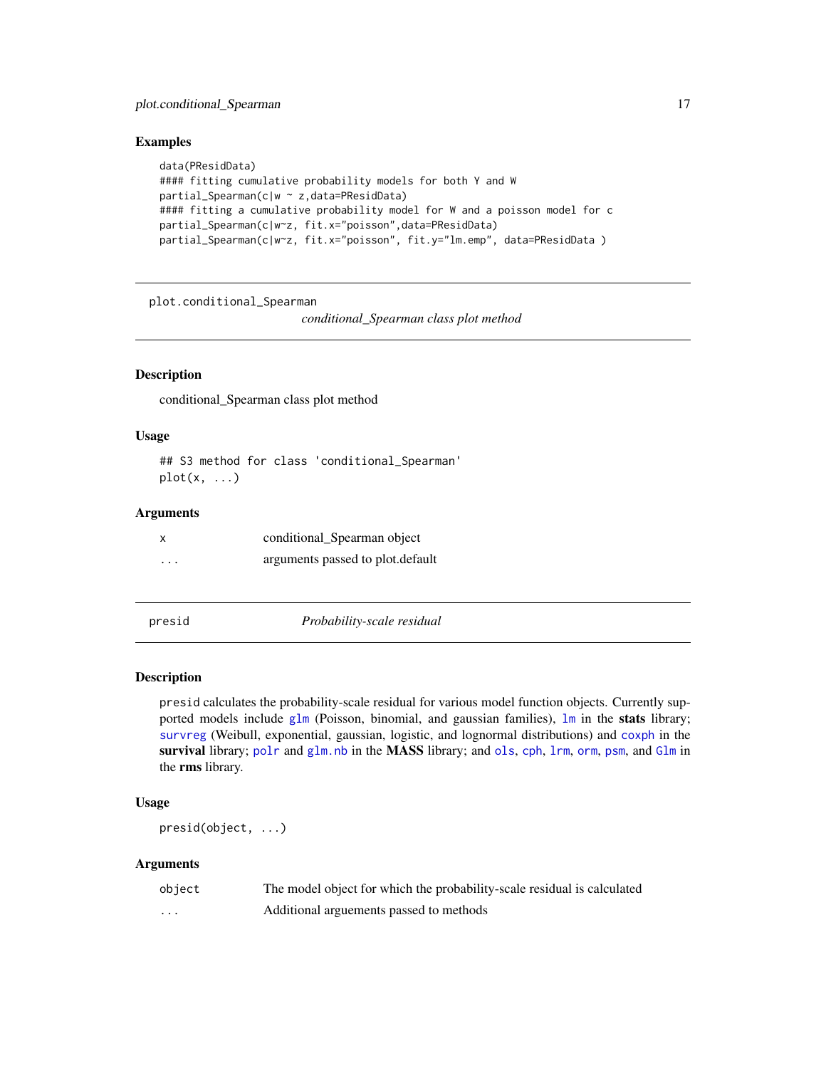### Examples

```
data(PResidData)
#### fitting cumulative probability models for both Y and W
partial_Spearman(c|w ~ z,data=PResidData)
#### fitting a cumulative probability model for W and a poisson model for c
partial_Spearman(c|w~z, fit.x="poisson",data=PResidData)
partial_Spearman(c|w~z, fit.x="poisson", fit.y="lm.emp", data=PResidData )
```

---

## plot.conditional_Spearman — *conditional_Spearman class plot method*

### Description

conditional_Spearman class plot method

### Usage

```
## S3 method for class 'conditional_Spearman'
plot(x, ...)
```

### Arguments

| | |
|---|---|
| x | conditional_Spearman object |
| ... | arguments passed to plot.default |

---

## presid — *Probability-scale residual*

### Description

presid calculates the probability-scale residual for various model function objects. Currently supported models include glm (Poisson, binomial, and gaussian families), lm in the **stats** library; survreg (Weibull, exponential, gaussian, logistic, and lognormal distributions) and coxph in the **survival** library; polr and glm.nb in the **MASS** library; and ols, cph, lrm, orm, psm, and Glm in the **rms** library.

### Usage

```
presid(object, ...)
```

### Arguments

| | |
|---|---|
| object | The model object for which the probability-scale residual is calculated |
| ... | Additional arguements passed to methods |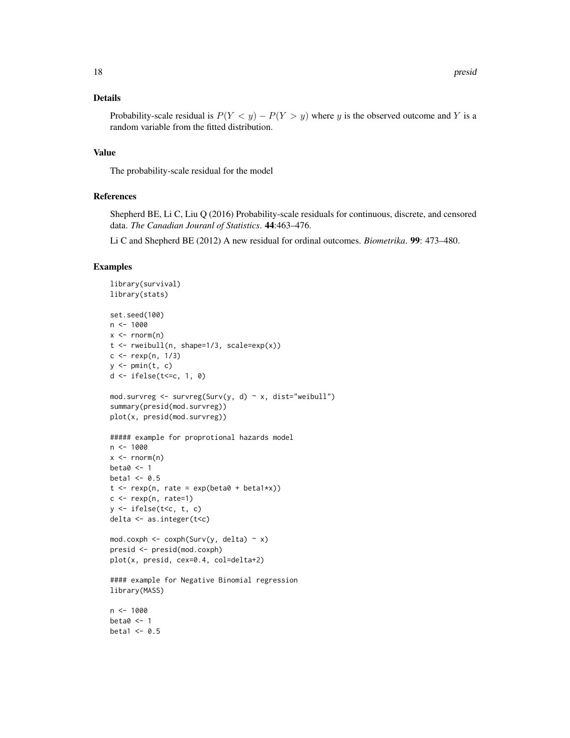## Details

Probability-scale residual is $P(Y < y) - P(Y > y)$ where $y$ is the observed outcome and $Y$ is a random variable from the fitted distribution.

## Value

The probability-scale residual for the model

## References

Shepherd BE, Li C, Liu Q (2016) Probability-scale residuals for continuous, discrete, and censored data. *The Canadian Jouranl of Statistics*. **44**:463–476.

Li C and Shepherd BE (2012) A new residual for ordinal outcomes. *Biometrika*. **99**: 473–480.

## Examples

```
library(survival)
library(stats)

set.seed(100)
n <- 1000
x <- rnorm(n)
t <- rweibull(n, shape=1/3, scale=exp(x))
c <- rexp(n, 1/3)
y <- pmin(t, c)
d <- ifelse(t<=c, 1, 0)

mod.survreg <- survreg(Surv(y, d) ~ x, dist="weibull")
summary(presid(mod.survreg))
plot(x, presid(mod.survreg))

##### example for proprotional hazards model
n <- 1000
x <- rnorm(n)
beta0 <- 1
beta1 <- 0.5
t <- rexp(n, rate = exp(beta0 + beta1*x))
c <- rexp(n, rate=1)
y <- ifelse(t<c, t, c)
delta <- as.integer(t<c)

mod.coxph <- coxph(Surv(y, delta) ~ x)
presid <- presid(mod.coxph)
plot(x, presid, cex=0.4, col=delta+2)

#### example for Negative Binomial regression
library(MASS)

n <- 1000
beta0 <- 1
beta1 <- 0.5
```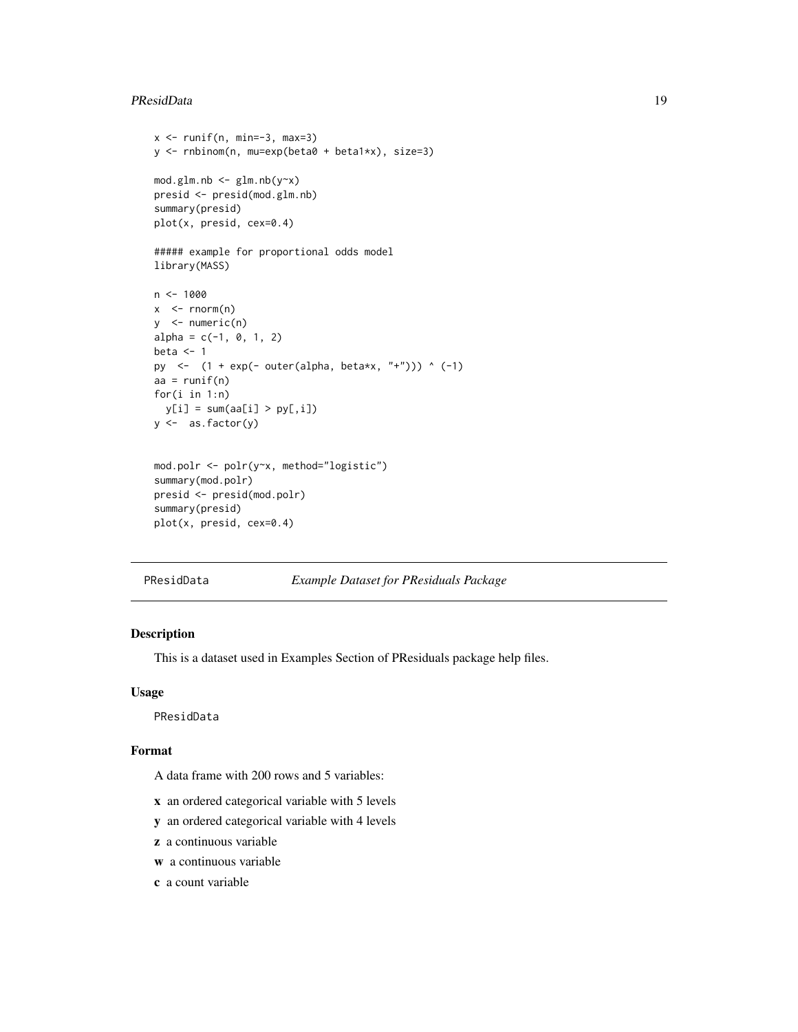```
x <- runif(n, min=-3, max=3)
y <- rnbinom(n, mu=exp(beta0 + beta1*x), size=3)

mod.glm.nb <- glm.nb(y~x)
presid <- presid(mod.glm.nb)
summary(presid)
plot(x, presid, cex=0.4)

##### example for proportional odds model
library(MASS)

n <- 1000
x  <- rnorm(n)
y  <- numeric(n)
alpha = c(-1, 0, 1, 2)
beta <- 1
py  <-  (1 + exp(- outer(alpha, beta*x, "+"))) ^ (-1)
aa = runif(n)
for(i in 1:n)
  y[i] = sum(aa[i] > py[,i])
y <-  as.factor(y)


mod.polr <- polr(y~x, method="logistic")
summary(mod.polr)
presid <- presid(mod.polr)
summary(presid)
plot(x, presid, cex=0.4)
```

---

`PResidData` *Example Dataset for PResiduals Package*

---

### Description

This is a dataset used in Examples Section of PResiduals package help files.

### Usage

```
PResidData
```

### Format

A data frame with 200 rows and 5 variables:

- **x** an ordered categorical variable with 5 levels
- **y** an ordered categorical variable with 4 levels
- **z** a continuous variable
- **w** a continuous variable
- **c** a count variable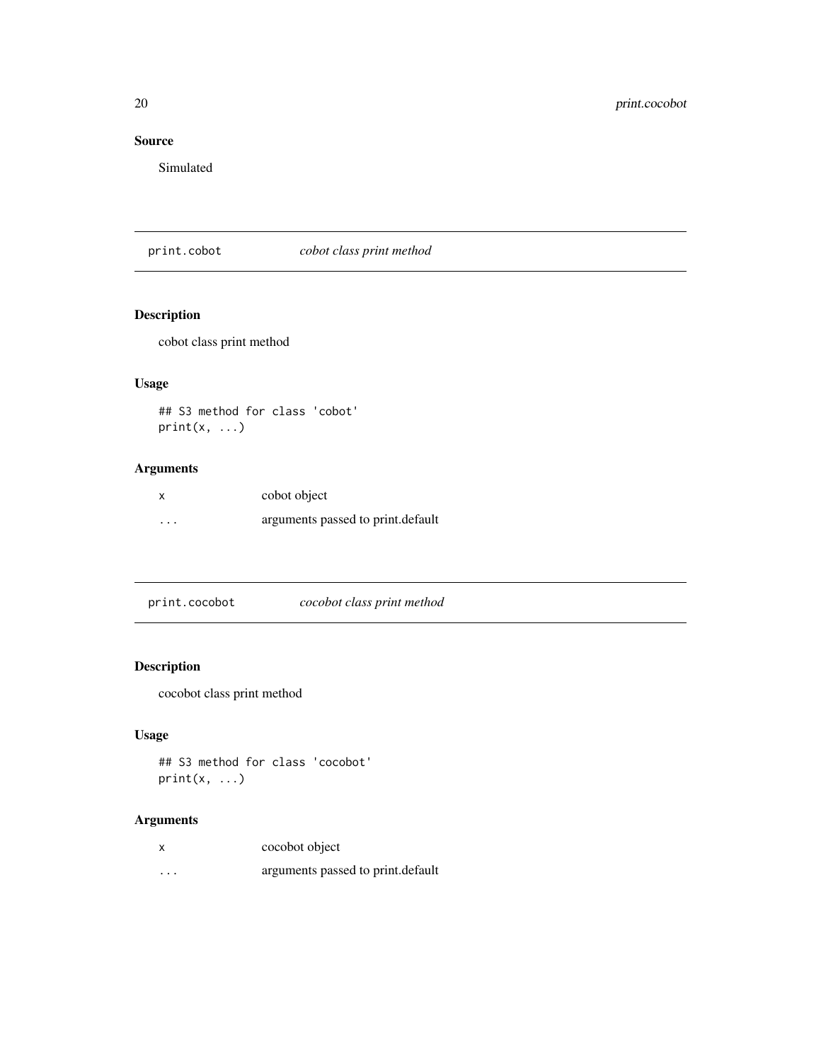### Source

Simulated

## print.cobot *cobot class print method*

### Description

cobot class print method

### Usage

```
## S3 method for class 'cobot'
print(x, ...)
```

### Arguments

| | |
|---|---|
| x | cobot object |
| ... | arguments passed to print.default |

## print.cocobot *cocobot class print method*

### Description

cocobot class print method

### Usage

```
## S3 method for class 'cocobot'
print(x, ...)
```

### Arguments

| | |
|---|---|
| x | cocobot object |
| ... | arguments passed to print.default |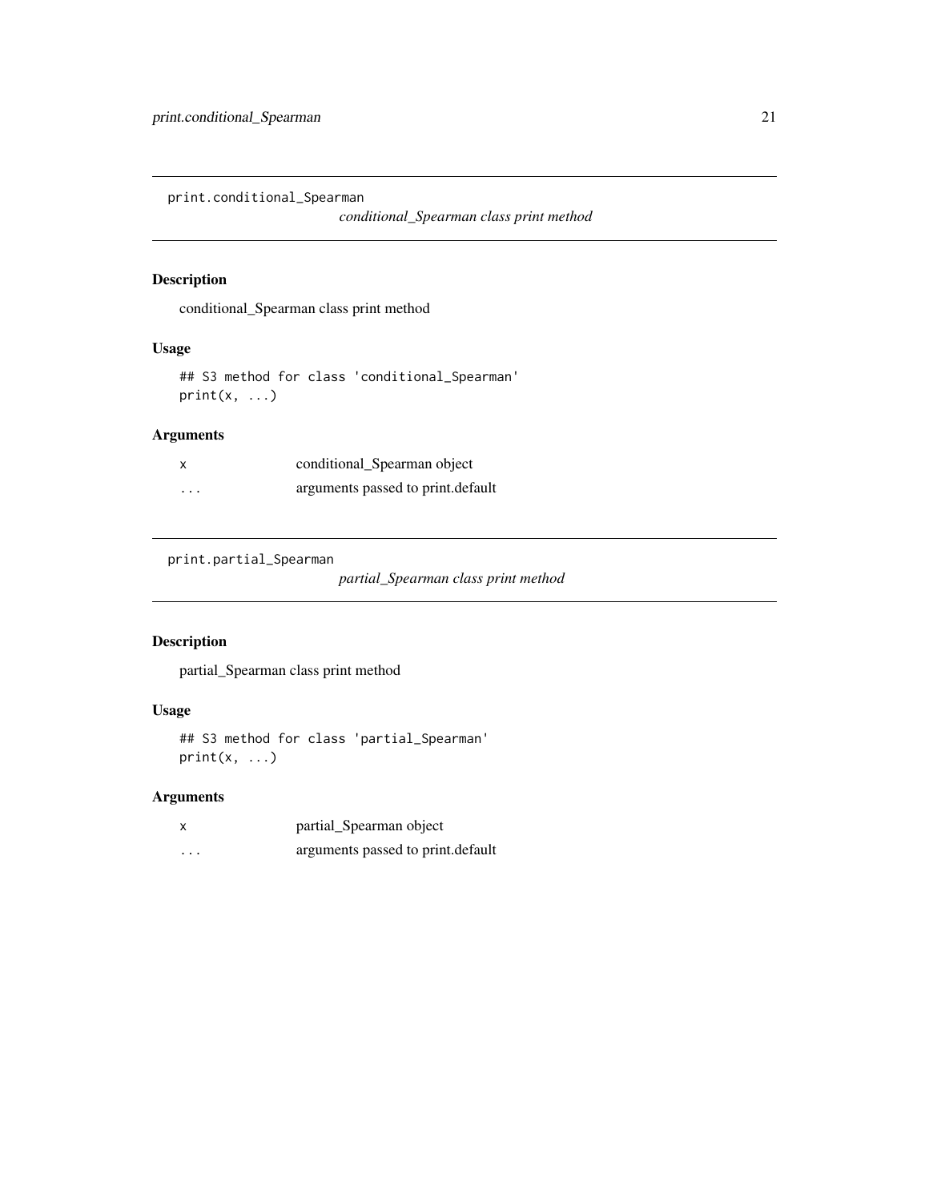## print.conditional_Spearman

*conditional_Spearman class print method*

### Description

conditional_Spearman class print method

### Usage

```
## S3 method for class 'conditional_Spearman'
print(x, ...)
```

### Arguments

| | |
|---|---|
| x | conditional_Spearman object |
| ... | arguments passed to print.default |

## print.partial_Spearman

*partial_Spearman class print method*

### Description

partial_Spearman class print method

### Usage

```
## S3 method for class 'partial_Spearman'
print(x, ...)
```

### Arguments

| | |
|---|---|
| x | partial_Spearman object |
| ... | arguments passed to print.default |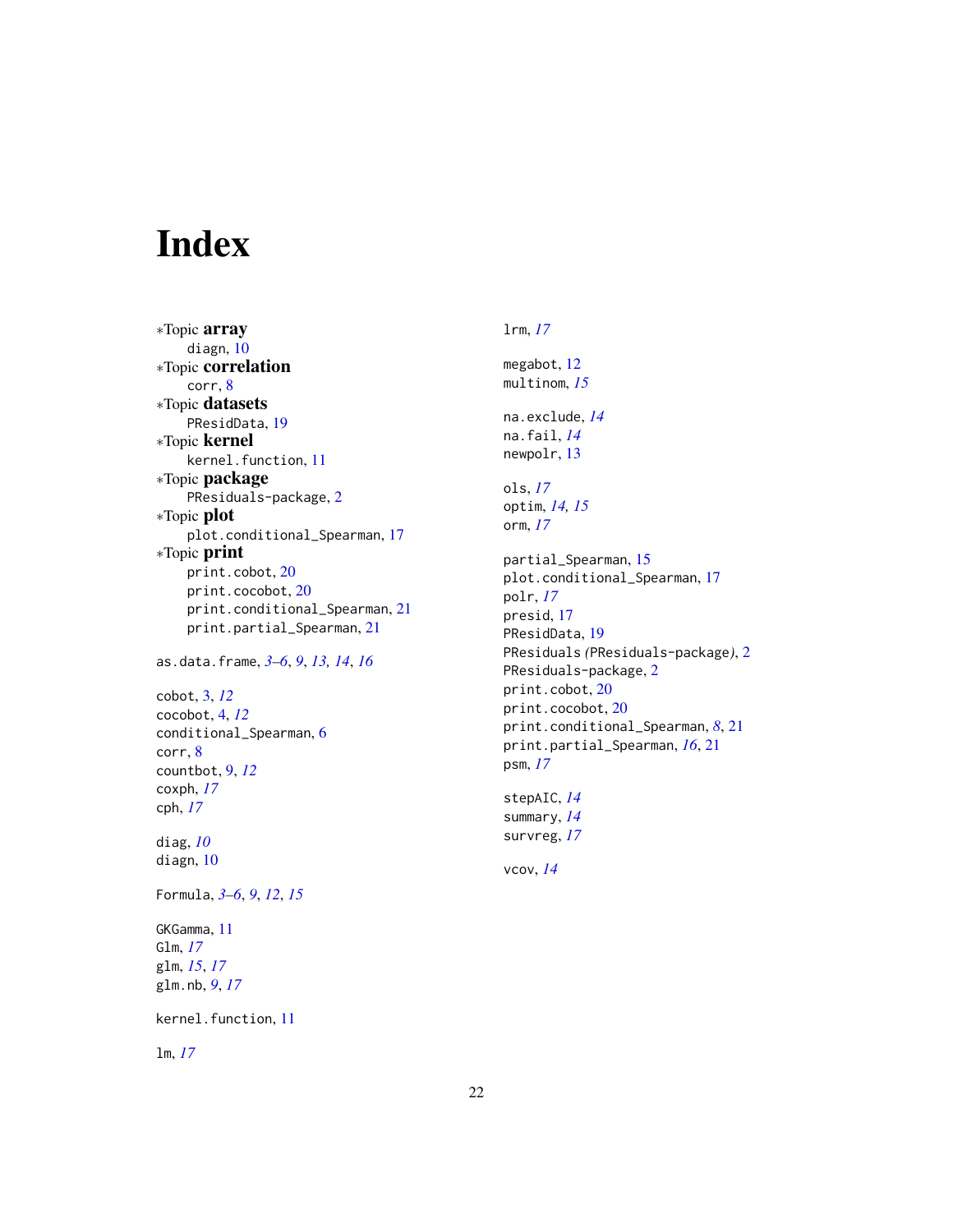# Index

∗Topic **array**
  diagn, 10
∗Topic **correlation**
  corr, 8
∗Topic **datasets**
  PResidData, 19
∗Topic **kernel**
  kernel.function, 11
∗Topic **package**
  PResiduals-package, 2
∗Topic **plot**
  plot.conditional_Spearman, 17
∗Topic **print**
  print.cobot, 20
  print.cocobot, 20
  print.conditional_Spearman, 21
  print.partial_Spearman, 21

as.data.frame, *3–6*, *9*, *13*, *14*, *16*

cobot, 3, *12*
cocobot, 4, *12*
conditional_Spearman, 6
corr, 8
countbot, 9, *12*
coxph, *17*
cph, *17*

diag, *10*
diagn, 10

Formula, *3–6*, *9*, *12*, *15*

GKGamma, 11
Glm, *17*
glm, *15*, *17*
glm.nb, *9*, *17*

kernel.function, 11

lm, *17*
lrm, *17*

megabot, 12
multinom, *15*

na.exclude, *14*
na.fail, *14*
newpolr, 13

ols, *17*
optim, *14, 15*
orm, *17*

partial_Spearman, 15
plot.conditional_Spearman, 17
polr, *17*
presid, 17
PResidData, 19
PResiduals *(*PResiduals-package*)*, 2
PResiduals-package, 2
print.cobot, 20
print.cocobot, 20
print.conditional_Spearman, *8*, 21
print.partial_Spearman, *16*, 21
psm, *17*

stepAIC, *14*
summary, *14*
survreg, *17*

vcov, *14*